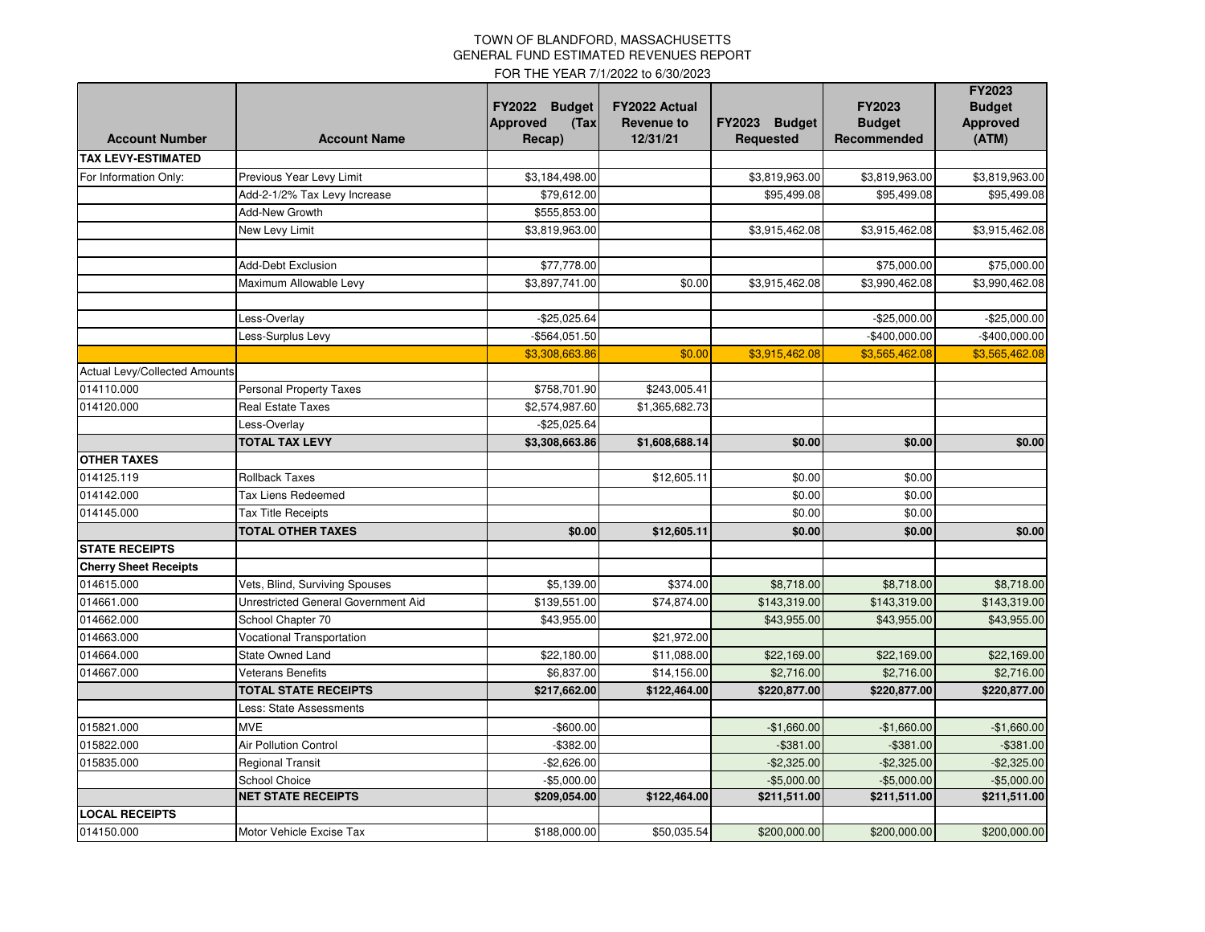# TOWN OF BLANDFORD, MASSACHUSETTS
## GENERAL FUND ESTIMATED REVENUES REPORT
### FOR THE YEAR 7/1/2022 to 6/30/2023

| Account Number | Account Name | FY2022 Budget Approved (Tax Recap) | FY2022 Actual Revenue to 12/31/21 | FY2023 Budget Requested | FY2023 Budget Recommended | FY2023 Budget Approved (ATM) |
|---|---|---|---|---|---|---|
| **TAX LEVY-ESTIMATED** | | | | | | |
| For Information Only: | Previous Year Levy Limit | $3,184,498.00 | | $3,819,963.00 | $3,819,963.00 | $3,819,963.00 |
| | Add-2-1/2% Tax Levy Increase | $79,612.00 | | $95,499.08 | $95,499.08 | $95,499.08 |
| | Add-New Growth | $555,853.00 | | | | |
| | New Levy Limit | $3,819,963.00 | | $3,915,462.08 | $3,915,462.08 | $3,915,462.08 |
| | | | | | | |
| | Add-Debt Exclusion | $77,778.00 | | | $75,000.00 | $75,000.00 |
| | Maximum Allowable Levy | $3,897,741.00 | $0.00 | $3,915,462.08 | $3,990,462.08 | $3,990,462.08 |
| | | | | | | |
| | Less-Overlay | -$25,025.64 | | | -$25,000.00 | -$25,000.00 |
| | Less-Surplus Levy | -$564,051.50 | | | -$400,000.00 | -$400,000.00 |
| | | $3,308,663.86 | $0.00 | $3,915,462.08 | $3,565,462.08 | $3,565,462.08 |
| Actual Levy/Collected Amounts | | | | | | |
| 014110.000 | Personal Property Taxes | $758,701.90 | $243,005.41 | | | |
| 014120.000 | Real Estate Taxes | $2,574,987.60 | $1,365,682.73 | | | |
| | Less-Overlay | -$25,025.64 | | | | |
| | **TOTAL TAX LEVY** | **$3,308,663.86** | **$1,608,688.14** | **$0.00** | **$0.00** | **$0.00** |
| **OTHER TAXES** | | | | | | |
| 014125.119 | Rollback Taxes | | $12,605.11 | $0.00 | $0.00 | |
| 014142.000 | Tax Liens Redeemed | | | $0.00 | $0.00 | |
| 014145.000 | Tax Title Receipts | | | $0.00 | $0.00 | |
| | **TOTAL OTHER TAXES** | **$0.00** | **$12,605.11** | **$0.00** | **$0.00** | **$0.00** |
| **STATE RECEIPTS** | | | | | | |
| **Cherry Sheet Receipts** | | | | | | |
| 014615.000 | Vets, Blind, Surviving Spouses | $5,139.00 | $374.00 | $8,718.00 | $8,718.00 | $8,718.00 |
| 014661.000 | Unrestricted General Government Aid | $139,551.00 | $74,874.00 | $143,319.00 | $143,319.00 | $143,319.00 |
| 014662.000 | School Chapter 70 | $43,955.00 | | $43,955.00 | $43,955.00 | $43,955.00 |
| 014663.000 | Vocational Transportation | | $21,972.00 | | | |
| 014664.000 | State Owned Land | $22,180.00 | $11,088.00 | $22,169.00 | $22,169.00 | $22,169.00 |
| 014667.000 | Veterans Benefits | $6,837.00 | $14,156.00 | $2,716.00 | $2,716.00 | $2,716.00 |
| | **TOTAL STATE RECEIPTS** | **$217,662.00** | **$122,464.00** | **$220,877.00** | **$220,877.00** | **$220,877.00** |
| | Less: State Assessments | | | | | |
| 015821.000 | MVE | -$600.00 | | -$1,660.00 | -$1,660.00 | -$1,660.00 |
| 015822.000 | Air Pollution Control | -$382.00 | | -$381.00 | -$381.00 | -$381.00 |
| 015835.000 | Regional Transit | -$2,626.00 | | -$2,325.00 | -$2,325.00 | -$2,325.00 |
| | School Choice | -$5,000.00 | | -$5,000.00 | -$5,000.00 | -$5,000.00 |
| | **NET STATE RECEIPTS** | **$209,054.00** | **$122,464.00** | **$211,511.00** | **$211,511.00** | **$211,511.00** |
| **LOCAL RECEIPTS** | | | | | | |
| 014150.000 | Motor Vehicle Excise Tax | $188,000.00 | $50,035.54 | $200,000.00 | $200,000.00 | $200,000.00 |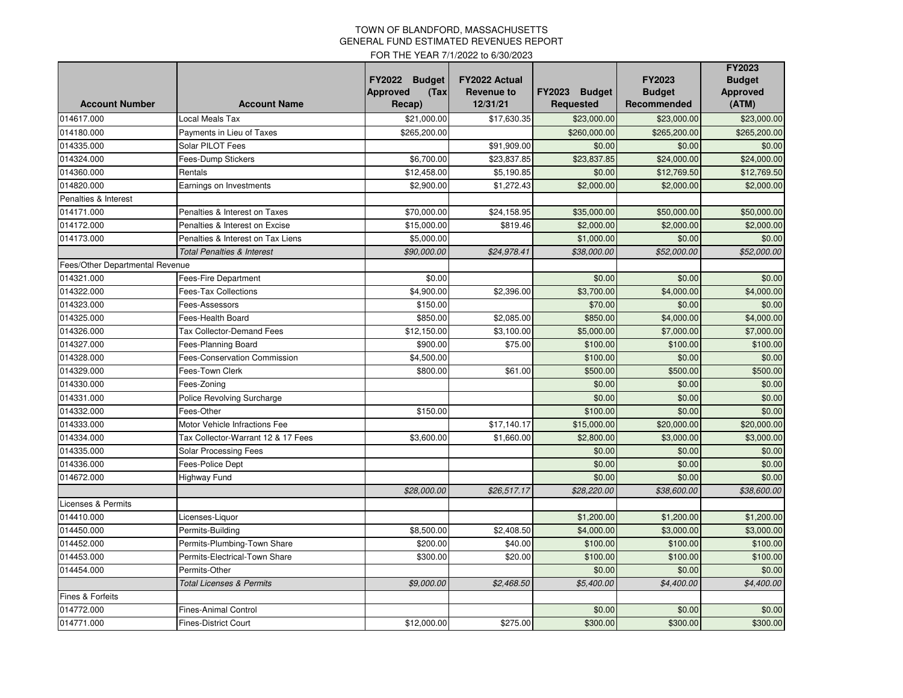# TOWN OF BLANDFORD, MASSACHUSETTS
## GENERAL FUND ESTIMATED REVENUES REPORT
### FOR THE YEAR 7/1/2022 to 6/30/2023

| Account Number | Account Name | FY2022 Budget Approved (Tax Recap) | FY2022 Actual Revenue to 12/31/21 | FY2023 Budget Requested | FY2023 Budget Recommended | FY2023 Budget Approved (ATM) |
|---|---|---|---|---|---|---|
| 014617.000 | Local Meals Tax | $21,000.00 | $17,630.35 | $23,000.00 | $23,000.00 | $23,000.00 |
| 014180.000 | Payments in Lieu of Taxes | $265,200.00 | | $260,000.00 | $265,200.00 | $265,200.00 |
| 014335.000 | Solar PILOT Fees | | $91,909.00 | $0.00 | $0.00 | $0.00 |
| 014324.000 | Fees-Dump Stickers | $6,700.00 | $23,837.85 | $23,837.85 | $24,000.00 | $24,000.00 |
| 014360.000 | Rentals | $12,458.00 | $5,190.85 | $0.00 | $12,769.50 | $12,769.50 |
| 014820.000 | Earnings on Investments | $2,900.00 | $1,272.43 | $2,000.00 | $2,000.00 | $2,000.00 |
| Penalties & Interest | | | | | | |
| 014171.000 | Penalties & Interest on Taxes | $70,000.00 | $24,158.95 | $35,000.00 | $50,000.00 | $50,000.00 |
| 014172.000 | Penalties & Interest on Excise | $15,000.00 | $819.46 | $2,000.00 | $2,000.00 | $2,000.00 |
| 014173.000 | Penalties & Interest on Tax Liens | $5,000.00 | | $1,000.00 | $0.00 | $0.00 |
| | *Total Penalties & Interest* | *$90,000.00* | *$24,978.41* | *$38,000.00* | *$52,000.00* | *$52,000.00* |
| Fees/Other Departmental Revenue | | | | | | |
| 014321.000 | Fees-Fire Department | $0.00 | | $0.00 | $0.00 | $0.00 |
| 014322.000 | Fees-Tax Collections | $4,900.00 | $2,396.00 | $3,700.00 | $4,000.00 | $4,000.00 |
| 014323.000 | Fees-Assessors | $150.00 | | $70.00 | $0.00 | $0.00 |
| 014325.000 | Fees-Health Board | $850.00 | $2,085.00 | $850.00 | $4,000.00 | $4,000.00 |
| 014326.000 | Tax Collector-Demand Fees | $12,150.00 | $3,100.00 | $5,000.00 | $7,000.00 | $7,000.00 |
| 014327.000 | Fees-Planning Board | $900.00 | $75.00 | $100.00 | $100.00 | $100.00 |
| 014328.000 | Fees-Conservation Commission | $4,500.00 | | $100.00 | $0.00 | $0.00 |
| 014329.000 | Fees-Town Clerk | $800.00 | $61.00 | $500.00 | $500.00 | $500.00 |
| 014330.000 | Fees-Zoning | | | $0.00 | $0.00 | $0.00 |
| 014331.000 | Police Revolving Surcharge | | | $0.00 | $0.00 | $0.00 |
| 014332.000 | Fees-Other | $150.00 | | $100.00 | $0.00 | $0.00 |
| 014333.000 | Motor Vehicle Infractions Fee | | $17,140.17 | $15,000.00 | $20,000.00 | $20,000.00 |
| 014334.000 | Tax Collector-Warrant 12 & 17 Fees | $3,600.00 | $1,660.00 | $2,800.00 | $3,000.00 | $3,000.00 |
| 014335.000 | Solar Processing Fees | | | $0.00 | $0.00 | $0.00 |
| 014336.000 | Fees-Police Dept | | | $0.00 | $0.00 | $0.00 |
| 014672.000 | Highway Fund | | | $0.00 | $0.00 | $0.00 |
| | | *$28,000.00* | *$26,517.17* | *$28,220.00* | *$38,600.00* | *$38,600.00* |
| Licenses & Permits | | | | | | |
| 014410.000 | Licenses-Liquor | | | $1,200.00 | $1,200.00 | $1,200.00 |
| 014450.000 | Permits-Building | $8,500.00 | $2,408.50 | $4,000.00 | $3,000.00 | $3,000.00 |
| 014452.000 | Permits-Plumbing-Town Share | $200.00 | $40.00 | $100.00 | $100.00 | $100.00 |
| 014453.000 | Permits-Electrical-Town Share | $300.00 | $20.00 | $100.00 | $100.00 | $100.00 |
| 014454.000 | Permits-Other | | | $0.00 | $0.00 | $0.00 |
| | *Total Licenses & Permits* | *$9,000.00* | *$2,468.50* | *$5,400.00* | *$4,400.00* | *$4,400.00* |
| Fines & Forfeits | | | | | | |
| 014772.000 | Fines-Animal Control | | | $0.00 | $0.00 | $0.00 |
| 014771.000 | Fines-District Court | $12,000.00 | $275.00 | $300.00 | $300.00 | $300.00 |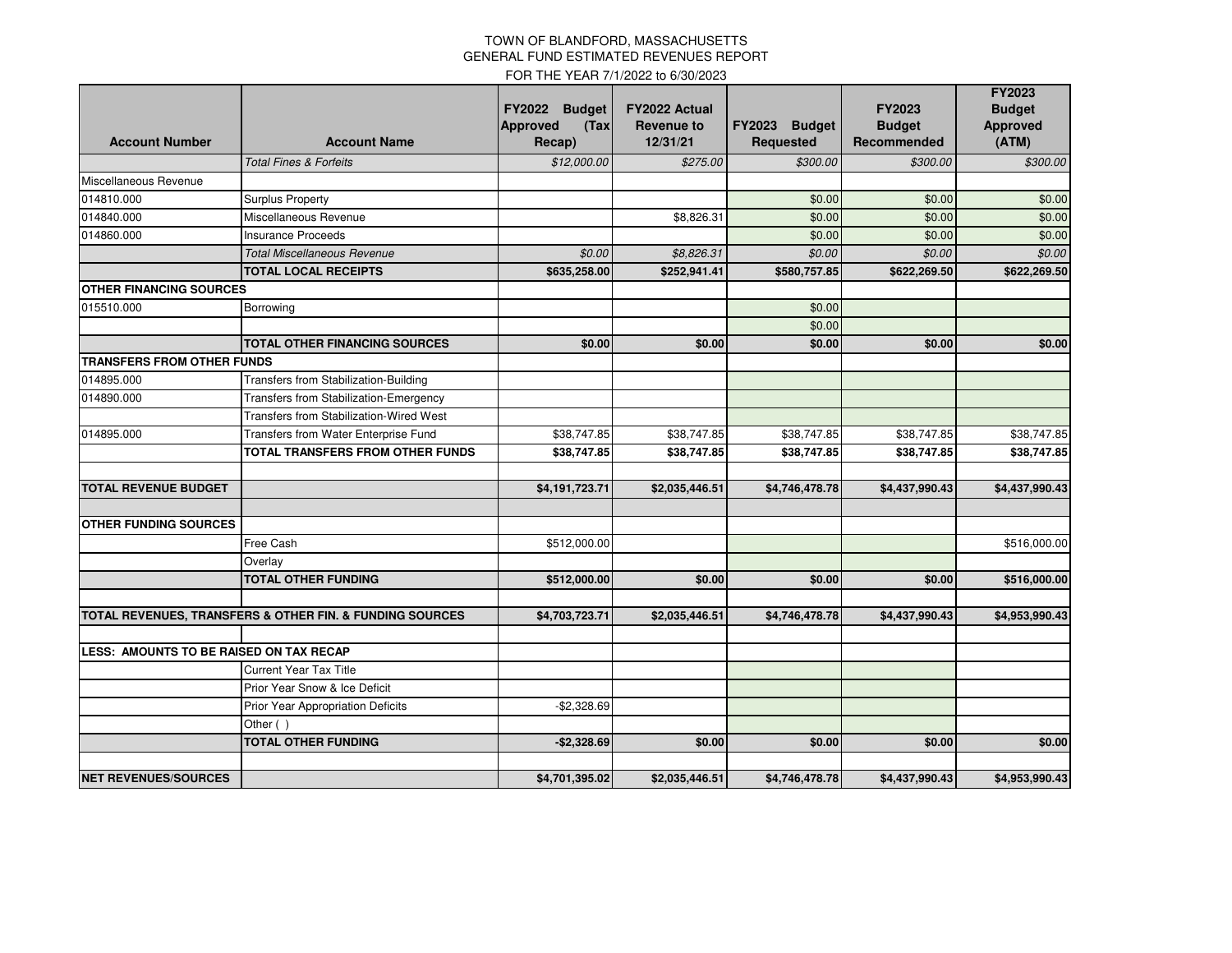TOWN OF BLANDFORD, MASSACHUSETTS
GENERAL FUND ESTIMATED REVENUES REPORT
FOR THE YEAR 7/1/2022 to 6/30/2023

| Account Number | Account Name | FY2022 Budget Approved (Tax Recap) | FY2022 Actual Revenue to 12/31/21 | FY2023 Budget Requested | FY2023 Budget Recommended | FY2023 Budget Approved (ATM) |
|---|---|---|---|---|---|---|
| | *Total Fines & Forfeits* | *$12,000.00* | *$275.00* | *$300.00* | *$300.00* | *$300.00* |
| Miscellaneous Revenue | | | | | | |
| 014810.000 | Surplus Property | | | $0.00 | $0.00 | $0.00 |
| 014840.000 | Miscellaneous Revenue | | $8,826.31 | $0.00 | $0.00 | $0.00 |
| 014860.000 | Insurance Proceeds | | | $0.00 | $0.00 | $0.00 |
| | *Total Miscellaneous Revenue* | *$0.00* | *$8,826.31* | *$0.00* | *$0.00* | *$0.00* |
| | **TOTAL LOCAL RECEIPTS** | **$635,258.00** | **$252,941.41** | **$580,757.85** | **$622,269.50** | **$622,269.50** |
| **OTHER FINANCING SOURCES** | | | | | | |
| 015510.000 | Borrowing | | | $0.00 | | |
| | | | | $0.00 | | |
| | **TOTAL OTHER FINANCING SOURCES** | **$0.00** | **$0.00** | **$0.00** | **$0.00** | **$0.00** |
| **TRANSFERS FROM OTHER FUNDS** | | | | | | |
| 014895.000 | Transfers from Stabilization-Building | | | | | |
| 014890.000 | Transfers from Stabilization-Emergency | | | | | |
| | Transfers from Stabilization-Wired West | | | | | |
| 014895.000 | Transfers from Water Enterprise Fund | $38,747.85 | $38,747.85 | $38,747.85 | $38,747.85 | $38,747.85 |
| | **TOTAL TRANSFERS FROM OTHER FUNDS** | **$38,747.85** | **$38,747.85** | **$38,747.85** | **$38,747.85** | **$38,747.85** |
| | | | | | | |
| **TOTAL REVENUE BUDGET** | | **$4,191,723.71** | **$2,035,446.51** | **$4,746,478.78** | **$4,437,990.43** | **$4,437,990.43** |
| | | | | | | |
| **OTHER FUNDING SOURCES** | | | | | | |
| | Free Cash | $512,000.00 | | | | $516,000.00 |
| | Overlay | | | | | |
| | **TOTAL OTHER FUNDING** | **$512,000.00** | **$0.00** | **$0.00** | **$0.00** | **$516,000.00** |
| | | | | | | |
| **TOTAL REVENUES, TRANSFERS & OTHER FIN. & FUNDING SOURCES** | | **$4,703,723.71** | **$2,035,446.51** | **$4,746,478.78** | **$4,437,990.43** | **$4,953,990.43** |
| | | | | | | |
| **LESS: AMOUNTS TO BE RAISED ON TAX RECAP** | | | | | | |
| | Current Year Tax Title | | | | | |
| | Prior Year Snow & Ice Deficit | | | | | |
| | Prior Year Appropriation Deficits | -$2,328.69 | | | | |
| | Other ( ) | | | | | |
| | **TOTAL OTHER FUNDING** | **-$2,328.69** | **$0.00** | **$0.00** | **$0.00** | **$0.00** |
| | | | | | | |
| **NET REVENUES/SOURCES** | | **$4,701,395.02** | **$2,035,446.51** | **$4,746,478.78** | **$4,437,990.43** | **$4,953,990.43** |